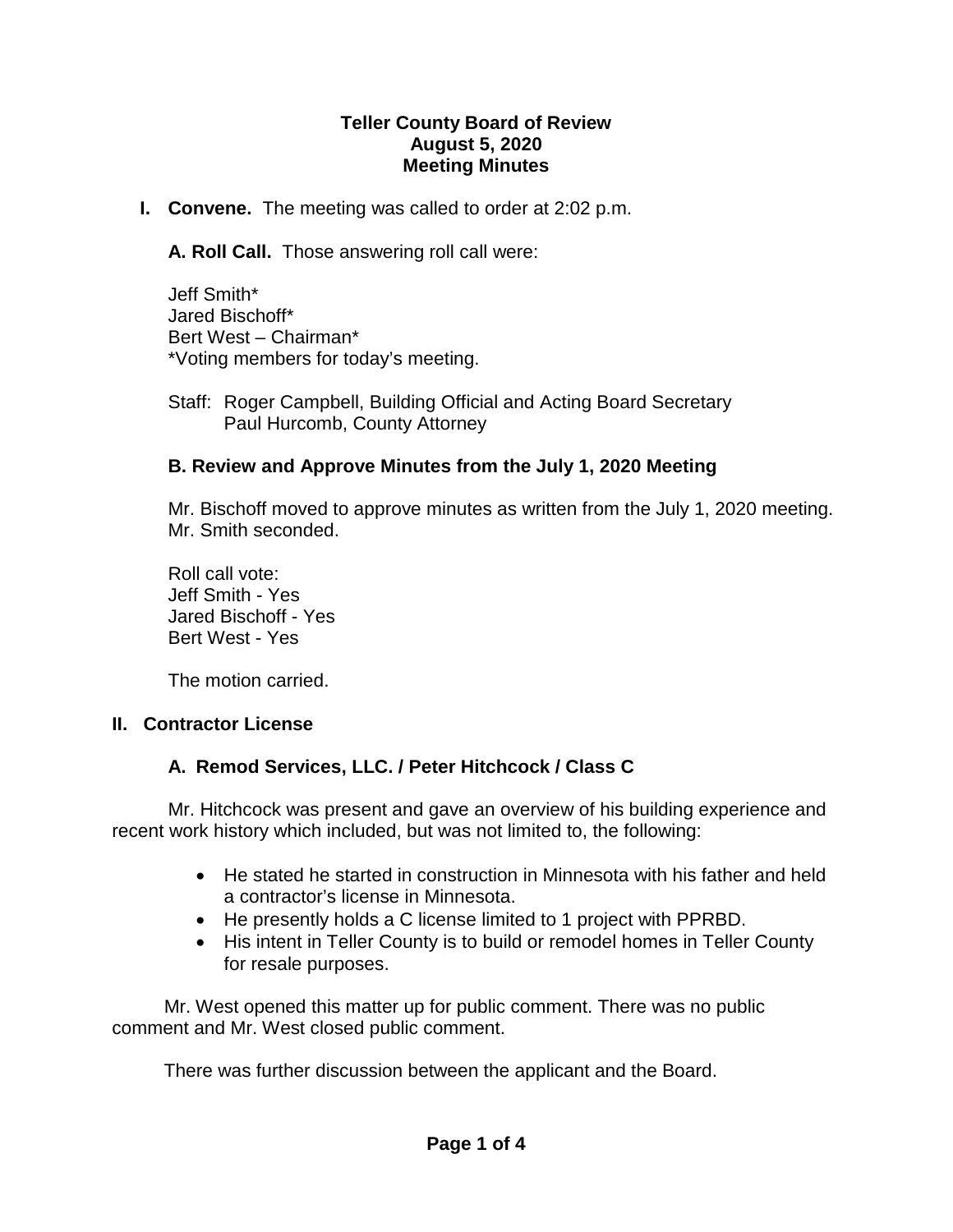# Teller County Board of Review
## August 5, 2020
## Meeting Minutes

**I. Convene.** The meeting was called to order at 2:02 p.m.

**A. Roll Call.** Those answering roll call were:

Jeff Smith*
Jared Bischoff*
Bert West – Chairman*
*Voting members for today's meeting.

Staff: Roger Campbell, Building Official and Acting Board Secretary
Paul Hurcomb, County Attorney

### B. Review and Approve Minutes from the July 1, 2020 Meeting

Mr. Bischoff moved to approve minutes as written from the July 1, 2020 meeting. Mr. Smith seconded.

Roll call vote:
Jeff Smith - Yes
Jared Bischoff - Yes
Bert West - Yes

The motion carried.

## II. Contractor License

### A. Remod Services, LLC. / Peter Hitchcock / Class C

Mr. Hitchcock was present and gave an overview of his building experience and recent work history which included, but was not limited to, the following:

- He stated he started in construction in Minnesota with his father and held a contractor's license in Minnesota.
- He presently holds a C license limited to 1 project with PPRBD.
- His intent in Teller County is to build or remodel homes in Teller County for resale purposes.

Mr. West opened this matter up for public comment. There was no public comment and Mr. West closed public comment.

There was further discussion between the applicant and the Board.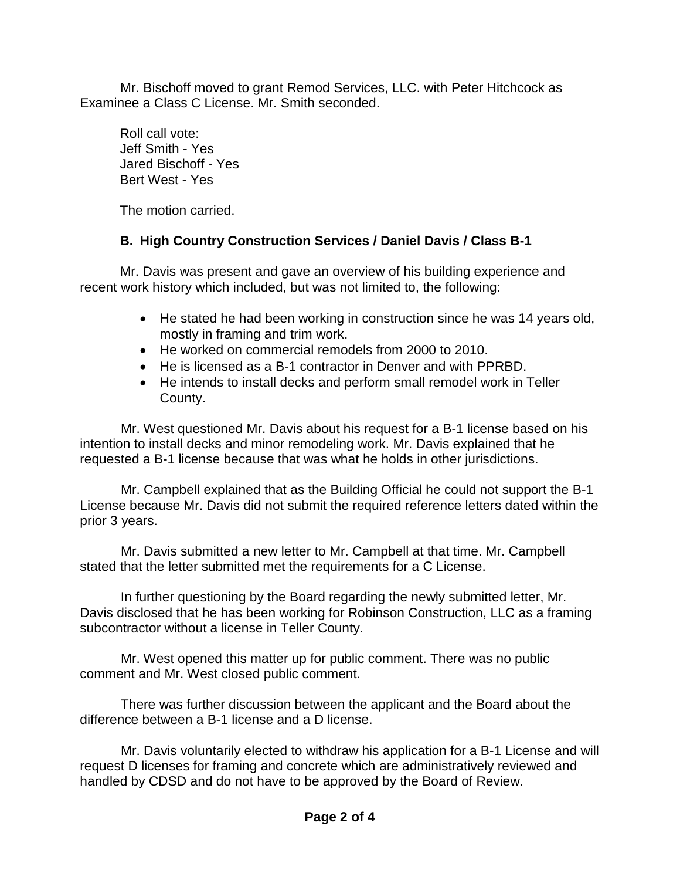Mr. Bischoff moved to grant Remod Services, LLC. with Peter Hitchcock as Examinee a Class C License. Mr. Smith seconded.

Roll call vote:
Jeff Smith - Yes
Jared Bischoff - Yes
Bert West - Yes

The motion carried.

**B. High Country Construction Services / Daniel Davis / Class B-1**

Mr. Davis was present and gave an overview of his building experience and recent work history which included, but was not limited to, the following:

- He stated he had been working in construction since he was 14 years old, mostly in framing and trim work.
- He worked on commercial remodels from 2000 to 2010.
- He is licensed as a B-1 contractor in Denver and with PPRBD.
- He intends to install decks and perform small remodel work in Teller County.

Mr. West questioned Mr. Davis about his request for a B-1 license based on his intention to install decks and minor remodeling work. Mr. Davis explained that he requested a B-1 license because that was what he holds in other jurisdictions.

Mr. Campbell explained that as the Building Official he could not support the B-1 License because Mr. Davis did not submit the required reference letters dated within the prior 3 years.

Mr. Davis submitted a new letter to Mr. Campbell at that time. Mr. Campbell stated that the letter submitted met the requirements for a C License.

In further questioning by the Board regarding the newly submitted letter, Mr. Davis disclosed that he has been working for Robinson Construction, LLC as a framing subcontractor without a license in Teller County.

Mr. West opened this matter up for public comment. There was no public comment and Mr. West closed public comment.

There was further discussion between the applicant and the Board about the difference between a B-1 license and a D license.

Mr. Davis voluntarily elected to withdraw his application for a B-1 License and will request D licenses for framing and concrete which are administratively reviewed and handled by CDSD and do not have to be approved by the Board of Review.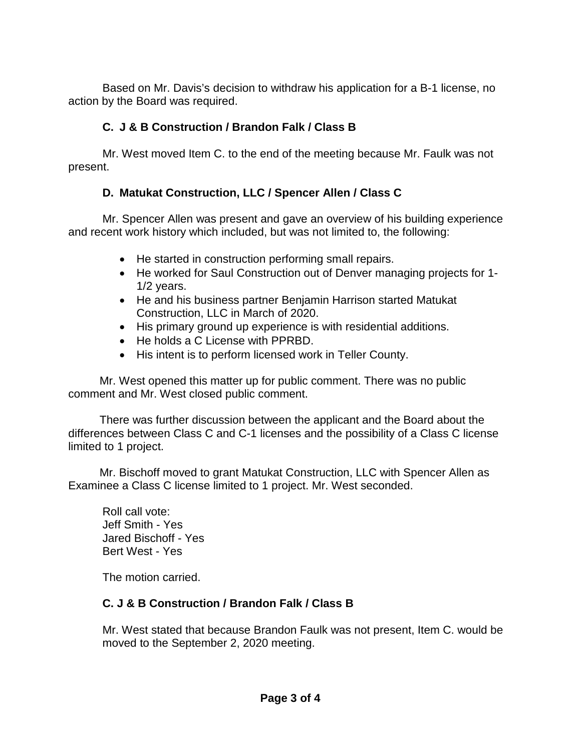Based on Mr. Davis's decision to withdraw his application for a B-1 license, no action by the Board was required.

### C. J & B Construction / Brandon Falk / Class B

Mr. West moved Item C. to the end of the meeting because Mr. Faulk was not present.

### D. Matukat Construction, LLC / Spencer Allen / Class C

Mr. Spencer Allen was present and gave an overview of his building experience and recent work history which included, but was not limited to, the following:

- He started in construction performing small repairs.
- He worked for Saul Construction out of Denver managing projects for 1-1/2 years.
- He and his business partner Benjamin Harrison started Matukat Construction, LLC in March of 2020.
- His primary ground up experience is with residential additions.
- He holds a C License with PPRBD.
- His intent is to perform licensed work in Teller County.

Mr. West opened this matter up for public comment. There was no public comment and Mr. West closed public comment.

There was further discussion between the applicant and the Board about the differences between Class C and C-1 licenses and the possibility of a Class C license limited to 1 project.

Mr. Bischoff moved to grant Matukat Construction, LLC with Spencer Allen as Examinee a Class C license limited to 1 project. Mr. West seconded.

Roll call vote:
Jeff Smith - Yes
Jared Bischoff - Yes
Bert West - Yes

The motion carried.

### C. J & B Construction / Brandon Falk / Class B

Mr. West stated that because Brandon Faulk was not present, Item C. would be moved to the September 2, 2020 meeting.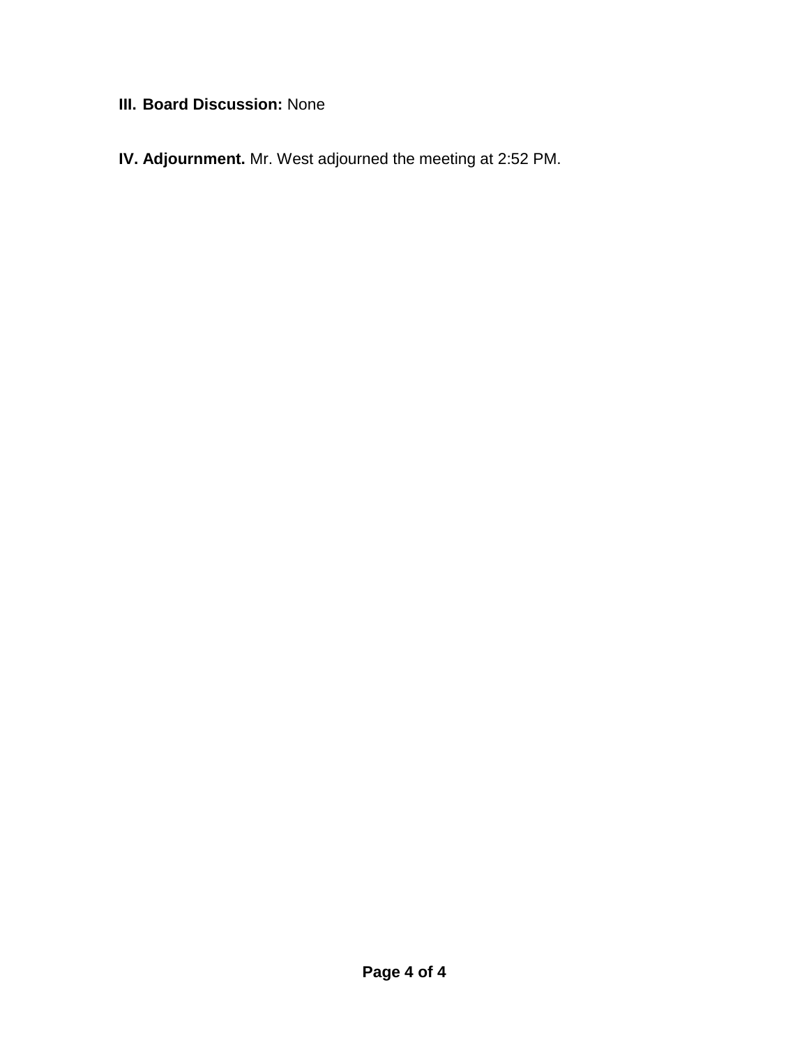**III. Board Discussion:** None

**IV. Adjournment.** Mr. West adjourned the meeting at 2:52 PM.